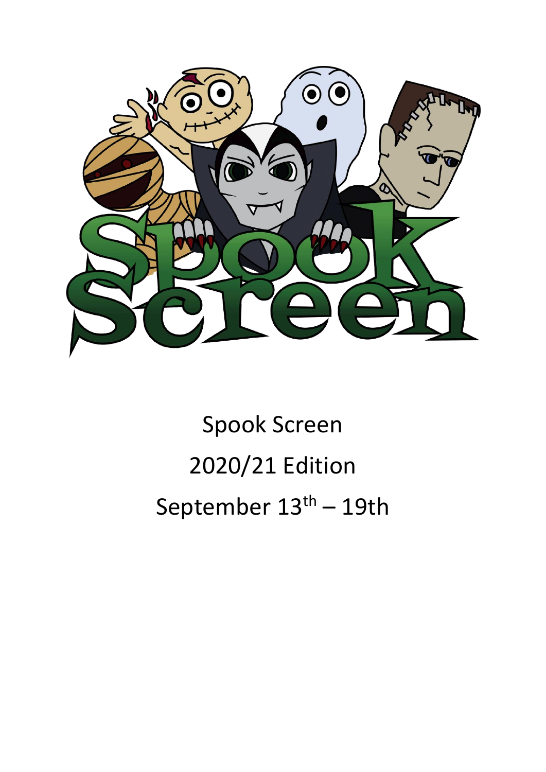Spook Screen

2020/21 Edition

September 13th – 19th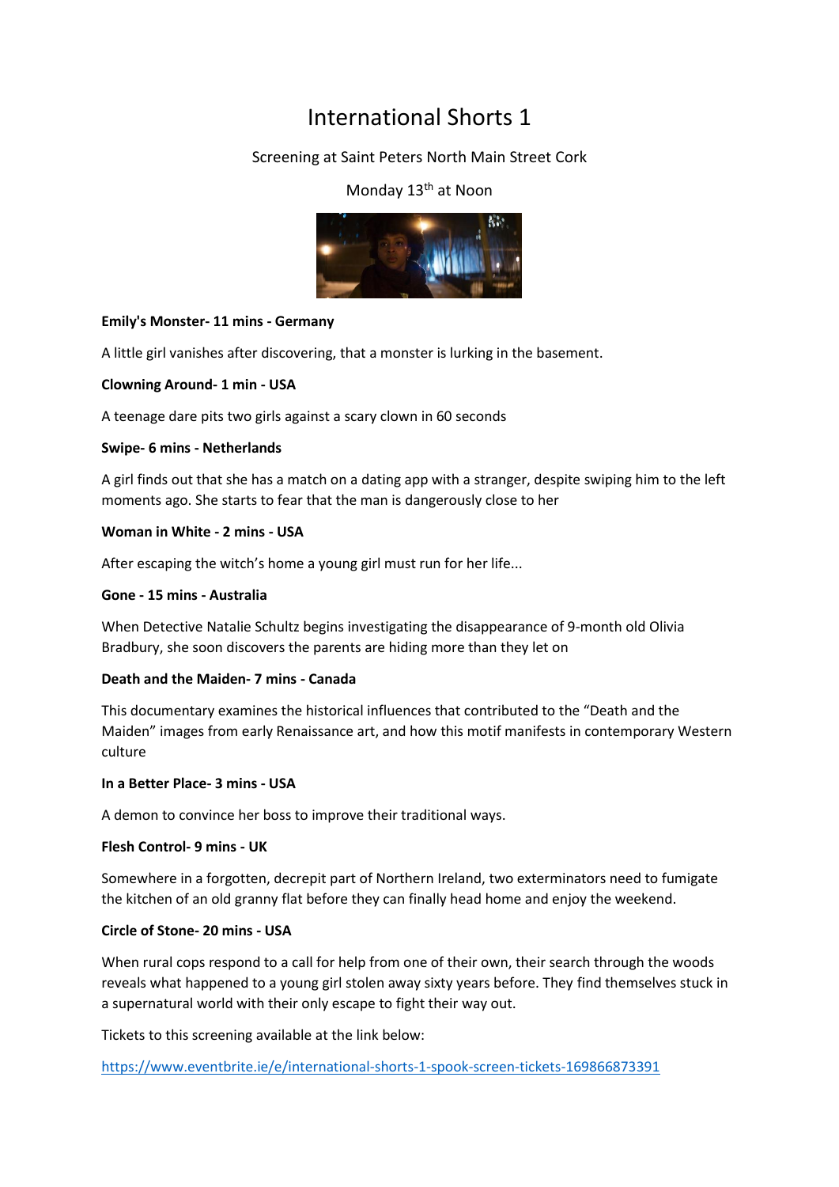# International Shorts 1

Screening at Saint Peters North Main Street Cork

Monday 13th at Noon

**Emily's Monster- 11 mins - Germany**

A little girl vanishes after discovering, that a monster is lurking in the basement.

**Clowning Around- 1 min - USA**

A teenage dare pits two girls against a scary clown in 60 seconds

**Swipe- 6 mins - Netherlands**

A girl finds out that she has a match on a dating app with a stranger, despite swiping him to the left moments ago. She starts to fear that the man is dangerously close to her

**Woman in White - 2 mins - USA**

After escaping the witch's home a young girl must run for her life...

**Gone - 15 mins - Australia**

When Detective Natalie Schultz begins investigating the disappearance of 9-month old Olivia Bradbury, she soon discovers the parents are hiding more than they let on

**Death and the Maiden- 7 mins - Canada**

This documentary examines the historical influences that contributed to the "Death and the Maiden" images from early Renaissance art, and how this motif manifests in contemporary Western culture

**In a Better Place- 3 mins - USA**

A demon to convince her boss to improve their traditional ways.

**Flesh Control- 9 mins - UK**

Somewhere in a forgotten, decrepit part of Northern Ireland, two exterminators need to fumigate the kitchen of an old granny flat before they can finally head home and enjoy the weekend.

**Circle of Stone- 20 mins - USA**

When rural cops respond to a call for help from one of their own, their search through the woods reveals what happened to a young girl stolen away sixty years before. They find themselves stuck in a supernatural world with their only escape to fight their way out.

Tickets to this screening available at the link below:

https://www.eventbrite.ie/e/international-shorts-1-spook-screen-tickets-169866873391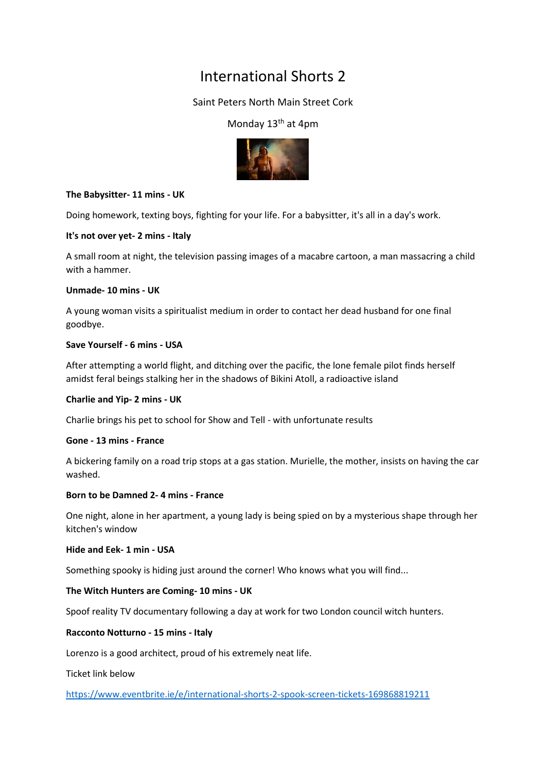# International Shorts 2

Saint Peters North Main Street Cork

Monday 13th at 4pm

**The Babysitter- 11 mins - UK**

Doing homework, texting boys, fighting for your life. For a babysitter, it's all in a day's work.

**It's not over yet- 2 mins - Italy**

A small room at night, the television passing images of a macabre cartoon, a man massacring a child with a hammer.

**Unmade- 10 mins - UK**

A young woman visits a spiritualist medium in order to contact her dead husband for one final goodbye.

**Save Yourself - 6 mins - USA**

After attempting a world flight, and ditching over the pacific, the lone female pilot finds herself amidst feral beings stalking her in the shadows of Bikini Atoll, a radioactive island

**Charlie and Yip- 2 mins - UK**

Charlie brings his pet to school for Show and Tell - with unfortunate results

**Gone - 13 mins - France**

A bickering family on a road trip stops at a gas station. Murielle, the mother, insists on having the car washed.

**Born to be Damned 2- 4 mins - France**

One night, alone in her apartment, a young lady is being spied on by a mysterious shape through her kitchen's window

**Hide and Eek- 1 min - USA**

Something spooky is hiding just around the corner! Who knows what you will find...

**The Witch Hunters are Coming- 10 mins - UK**

Spoof reality TV documentary following a day at work for two London council witch hunters.

**Racconto Notturno - 15 mins - Italy**

Lorenzo is a good architect, proud of his extremely neat life.

Ticket link below

https://www.eventbrite.ie/e/international-shorts-2-spook-screen-tickets-169868819211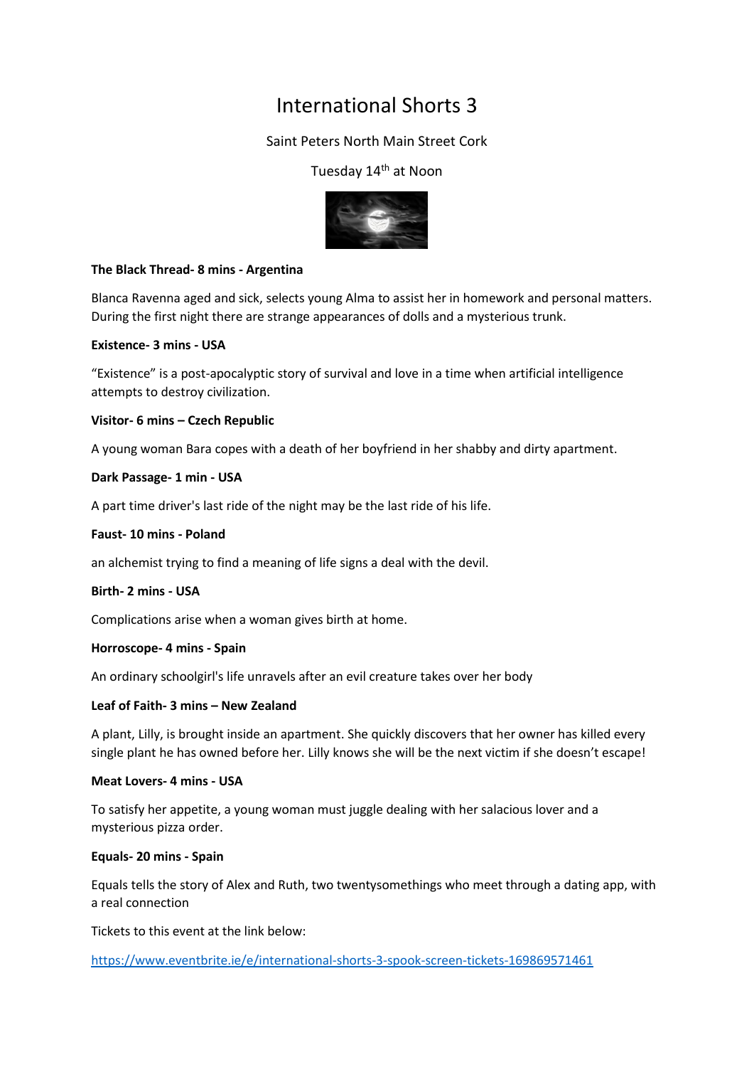# International Shorts 3

Saint Peters North Main Street Cork

Tuesday 14th at Noon

**The Black Thread- 8 mins - Argentina**

Blanca Ravenna aged and sick, selects young Alma to assist her in homework and personal matters. During the first night there are strange appearances of dolls and a mysterious trunk.

**Existence- 3 mins - USA**

"Existence" is a post-apocalyptic story of survival and love in a time when artificial intelligence attempts to destroy civilization.

**Visitor- 6 mins – Czech Republic**

A young woman Bara copes with a death of her boyfriend in her shabby and dirty apartment.

**Dark Passage- 1 min - USA**

A part time driver's last ride of the night may be the last ride of his life.

**Faust- 10 mins - Poland**

an alchemist trying to find a meaning of life signs a deal with the devil.

**Birth- 2 mins - USA**

Complications arise when a woman gives birth at home.

**Horroscope- 4 mins - Spain**

An ordinary schoolgirl's life unravels after an evil creature takes over her body

**Leaf of Faith- 3 mins – New Zealand**

A plant, Lilly, is brought inside an apartment. She quickly discovers that her owner has killed every single plant he has owned before her. Lilly knows she will be the next victim if she doesn't escape!

**Meat Lovers- 4 mins - USA**

To satisfy her appetite, a young woman must juggle dealing with her salacious lover and a mysterious pizza order.

**Equals- 20 mins - Spain**

Equals tells the story of Alex and Ruth, two twentysomethings who meet through a dating app, with a real connection

Tickets to this event at the link below:

https://www.eventbrite.ie/e/international-shorts-3-spook-screen-tickets-169869571461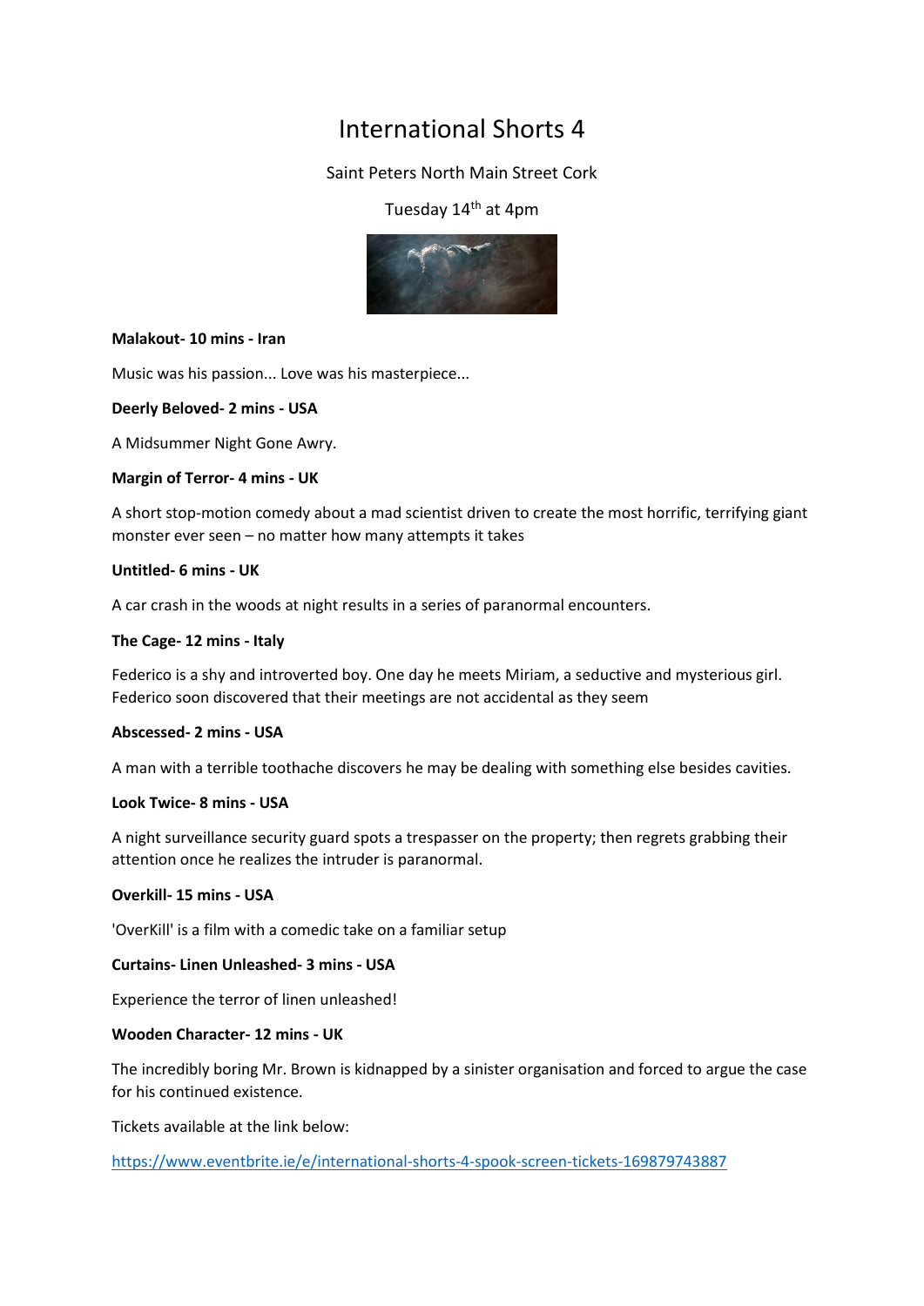# International Shorts 4

Saint Peters North Main Street Cork

Tuesday 14th at 4pm

**Malakout- 10 mins - Iran**

Music was his passion... Love was his masterpiece...

**Deerly Beloved- 2 mins - USA**

A Midsummer Night Gone Awry.

**Margin of Terror- 4 mins - UK**

A short stop-motion comedy about a mad scientist driven to create the most horrific, terrifying giant monster ever seen – no matter how many attempts it takes

**Untitled- 6 mins - UK**

A car crash in the woods at night results in a series of paranormal encounters.

**The Cage- 12 mins - Italy**

Federico is a shy and introverted boy. One day he meets Miriam, a seductive and mysterious girl. Federico soon discovered that their meetings are not accidental as they seem

**Abscessed- 2 mins - USA**

A man with a terrible toothache discovers he may be dealing with something else besides cavities.

**Look Twice- 8 mins - USA**

A night surveillance security guard spots a trespasser on the property; then regrets grabbing their attention once he realizes the intruder is paranormal.

**Overkill- 15 mins - USA**

'OverKill' is a film with a comedic take on a familiar setup

**Curtains- Linen Unleashed- 3 mins - USA**

Experience the terror of linen unleashed!

**Wooden Character- 12 mins - UK**

The incredibly boring Mr. Brown is kidnapped by a sinister organisation and forced to argue the case for his continued existence.

Tickets available at the link below:

https://www.eventbrite.ie/e/international-shorts-4-spook-screen-tickets-169879743887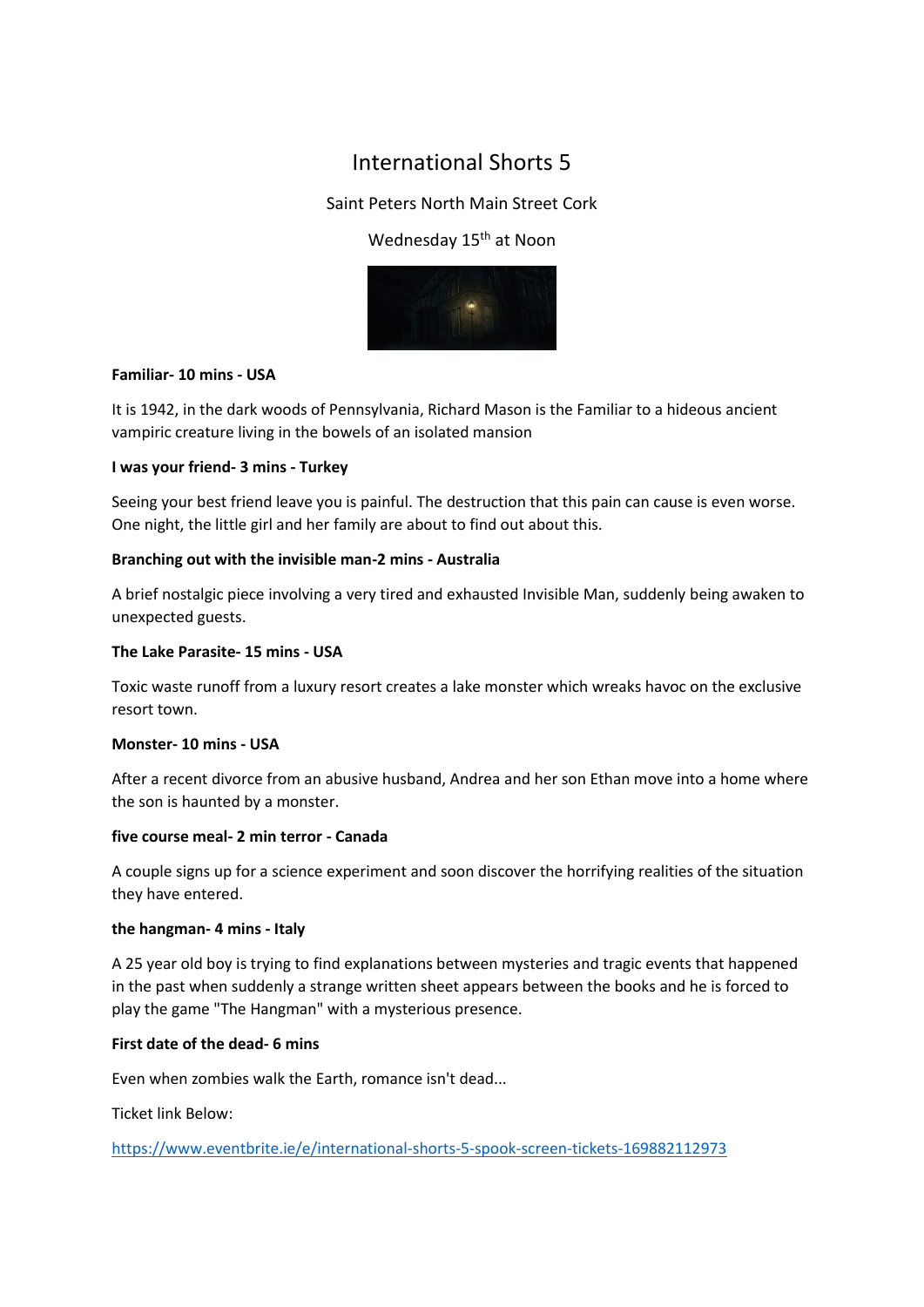# International Shorts 5

Saint Peters North Main Street Cork

Wednesday 15th at Noon

**Familiar- 10 mins - USA**

It is 1942, in the dark woods of Pennsylvania, Richard Mason is the Familiar to a hideous ancient vampiric creature living in the bowels of an isolated mansion

**I was your friend- 3 mins - Turkey**

Seeing your best friend leave you is painful. The destruction that this pain can cause is even worse. One night, the little girl and her family are about to find out about this.

**Branching out with the invisible man-2 mins - Australia**

A brief nostalgic piece involving a very tired and exhausted Invisible Man, suddenly being awaken to unexpected guests.

**The Lake Parasite- 15 mins - USA**

Toxic waste runoff from a luxury resort creates a lake monster which wreaks havoc on the exclusive resort town.

**Monster- 10 mins - USA**

After a recent divorce from an abusive husband, Andrea and her son Ethan move into a home where the son is haunted by a monster.

**five course meal- 2 min terror - Canada**

A couple signs up for a science experiment and soon discover the horrifying realities of the situation they have entered.

**the hangman- 4 mins - Italy**

A 25 year old boy is trying to find explanations between mysteries and tragic events that happened in the past when suddenly a strange written sheet appears between the books and he is forced to play the game "The Hangman" with a mysterious presence.

**First date of the dead- 6 mins**

Even when zombies walk the Earth, romance isn't dead...

Ticket link Below:

https://www.eventbrite.ie/e/international-shorts-5-spook-screen-tickets-169882112973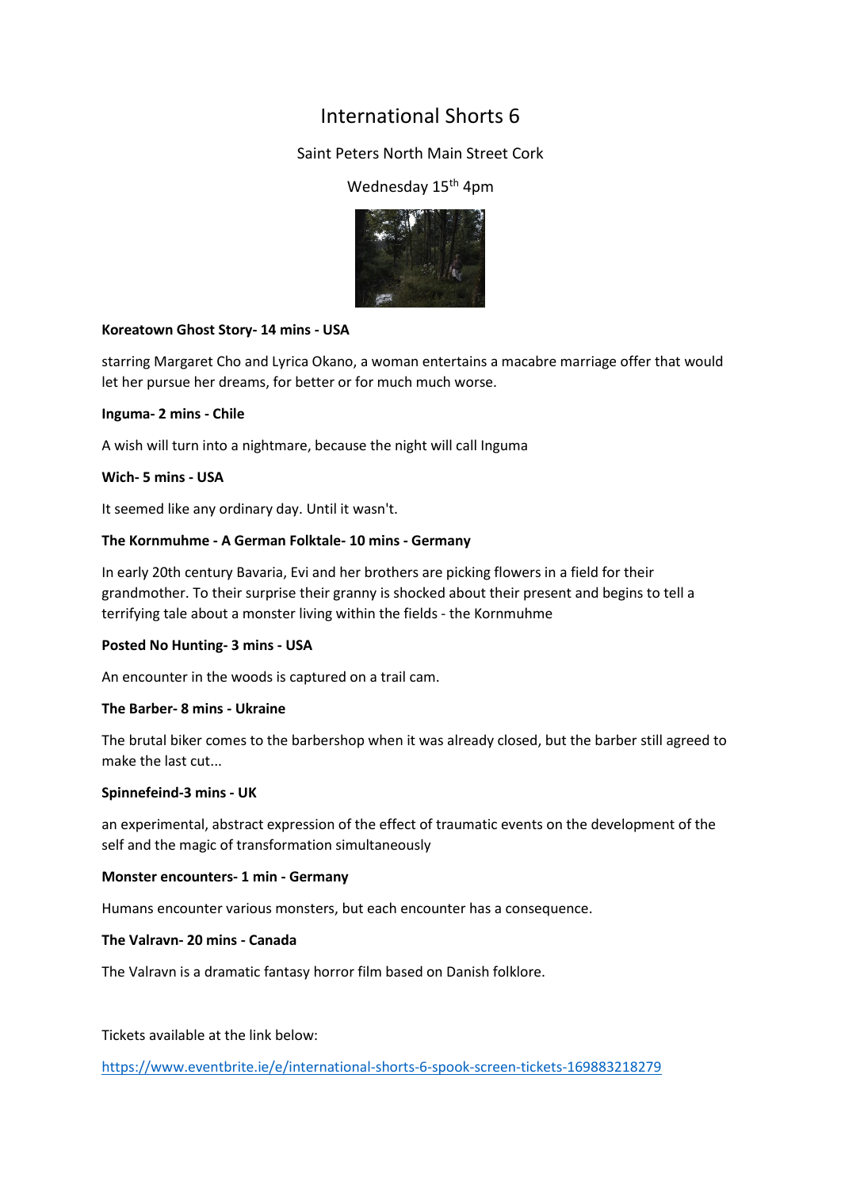# International Shorts 6

Saint Peters North Main Street Cork

Wednesday 15th 4pm

**Koreatown Ghost Story- 14 mins - USA**

starring Margaret Cho and Lyrica Okano, a woman entertains a macabre marriage offer that would let her pursue her dreams, for better or for much much worse.

**Inguma- 2 mins - Chile**

A wish will turn into a nightmare, because the night will call Inguma

**Wich- 5 mins - USA**

It seemed like any ordinary day. Until it wasn't.

**The Kornmuhme - A German Folktale- 10 mins - Germany**

In early 20th century Bavaria, Evi and her brothers are picking flowers in a field for their grandmother. To their surprise their granny is shocked about their present and begins to tell a terrifying tale about a monster living within the fields - the Kornmuhme

**Posted No Hunting- 3 mins - USA**

An encounter in the woods is captured on a trail cam.

**The Barber- 8 mins - Ukraine**

The brutal biker comes to the barbershop when it was already closed, but the barber still agreed to make the last cut...

**Spinnefeind-3 mins - UK**

an experimental, abstract expression of the effect of traumatic events on the development of the self and the magic of transformation simultaneously

**Monster encounters- 1 min - Germany**

Humans encounter various monsters, but each encounter has a consequence.

**The Valravn- 20 mins - Canada**

The Valravn is a dramatic fantasy horror film based on Danish folklore.

Tickets available at the link below:

https://www.eventbrite.ie/e/international-shorts-6-spook-screen-tickets-169883218279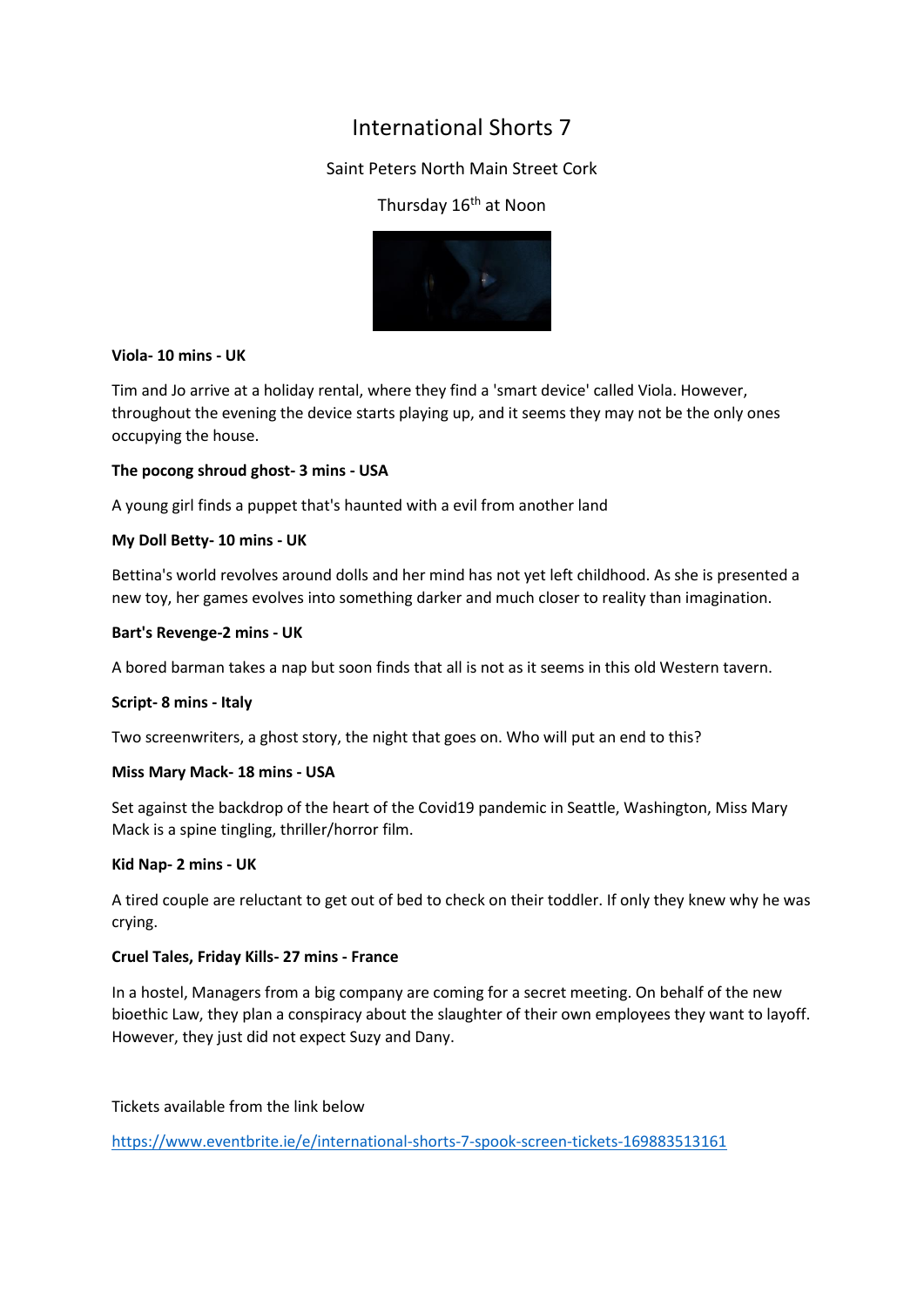# International Shorts 7

Saint Peters North Main Street Cork

Thursday 16th at Noon

**Viola- 10 mins - UK**

Tim and Jo arrive at a holiday rental, where they find a 'smart device' called Viola. However, throughout the evening the device starts playing up, and it seems they may not be the only ones occupying the house.

**The pocong shroud ghost- 3 mins - USA**

A young girl finds a puppet that's haunted with a evil from another land

**My Doll Betty- 10 mins - UK**

Bettina's world revolves around dolls and her mind has not yet left childhood. As she is presented a new toy, her games evolves into something darker and much closer to reality than imagination.

**Bart's Revenge-2 mins - UK**

A bored barman takes a nap but soon finds that all is not as it seems in this old Western tavern.

**Script- 8 mins - Italy**

Two screenwriters, a ghost story, the night that goes on. Who will put an end to this?

**Miss Mary Mack- 18 mins - USA**

Set against the backdrop of the heart of the Covid19 pandemic in Seattle, Washington, Miss Mary Mack is a spine tingling, thriller/horror film.

**Kid Nap- 2 mins - UK**

A tired couple are reluctant to get out of bed to check on their toddler. If only they knew why he was crying.

**Cruel Tales, Friday Kills- 27 mins - France**

In a hostel, Managers from a big company are coming for a secret meeting. On behalf of the new bioethic Law, they plan a conspiracy about the slaughter of their own employees they want to layoff. However, they just did not expect Suzy and Dany.

Tickets available from the link below

https://www.eventbrite.ie/e/international-shorts-7-spook-screen-tickets-169883513161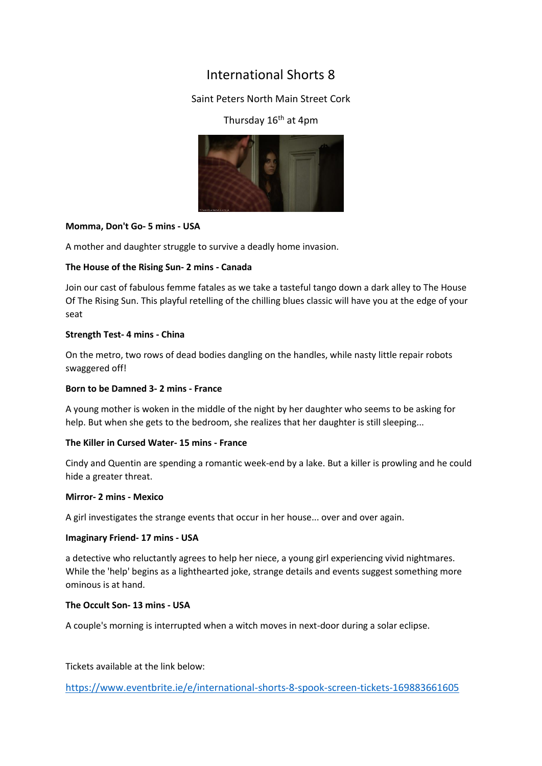# International Shorts 8

Saint Peters North Main Street Cork

Thursday 16th at 4pm

**Momma, Don't Go- 5 mins - USA**

A mother and daughter struggle to survive a deadly home invasion.

**The House of the Rising Sun- 2 mins - Canada**

Join our cast of fabulous femme fatales as we take a tasteful tango down a dark alley to The House Of The Rising Sun. This playful retelling of the chilling blues classic will have you at the edge of your seat

**Strength Test- 4 mins - China**

On the metro, two rows of dead bodies dangling on the handles, while nasty little repair robots swaggered off!

**Born to be Damned 3- 2 mins - France**

A young mother is woken in the middle of the night by her daughter who seems to be asking for help. But when she gets to the bedroom, she realizes that her daughter is still sleeping...

**The Killer in Cursed Water- 15 mins - France**

Cindy and Quentin are spending a romantic week-end by a lake. But a killer is prowling and he could hide a greater threat.

**Mirror- 2 mins - Mexico**

A girl investigates the strange events that occur in her house... over and over again.

**Imaginary Friend- 17 mins - USA**

a detective who reluctantly agrees to help her niece, a young girl experiencing vivid nightmares. While the 'help' begins as a lighthearted joke, strange details and events suggest something more ominous is at hand.

**The Occult Son- 13 mins - USA**

A couple's morning is interrupted when a witch moves in next-door during a solar eclipse.

Tickets available at the link below:

https://www.eventbrite.ie/e/international-shorts-8-spook-screen-tickets-169883661605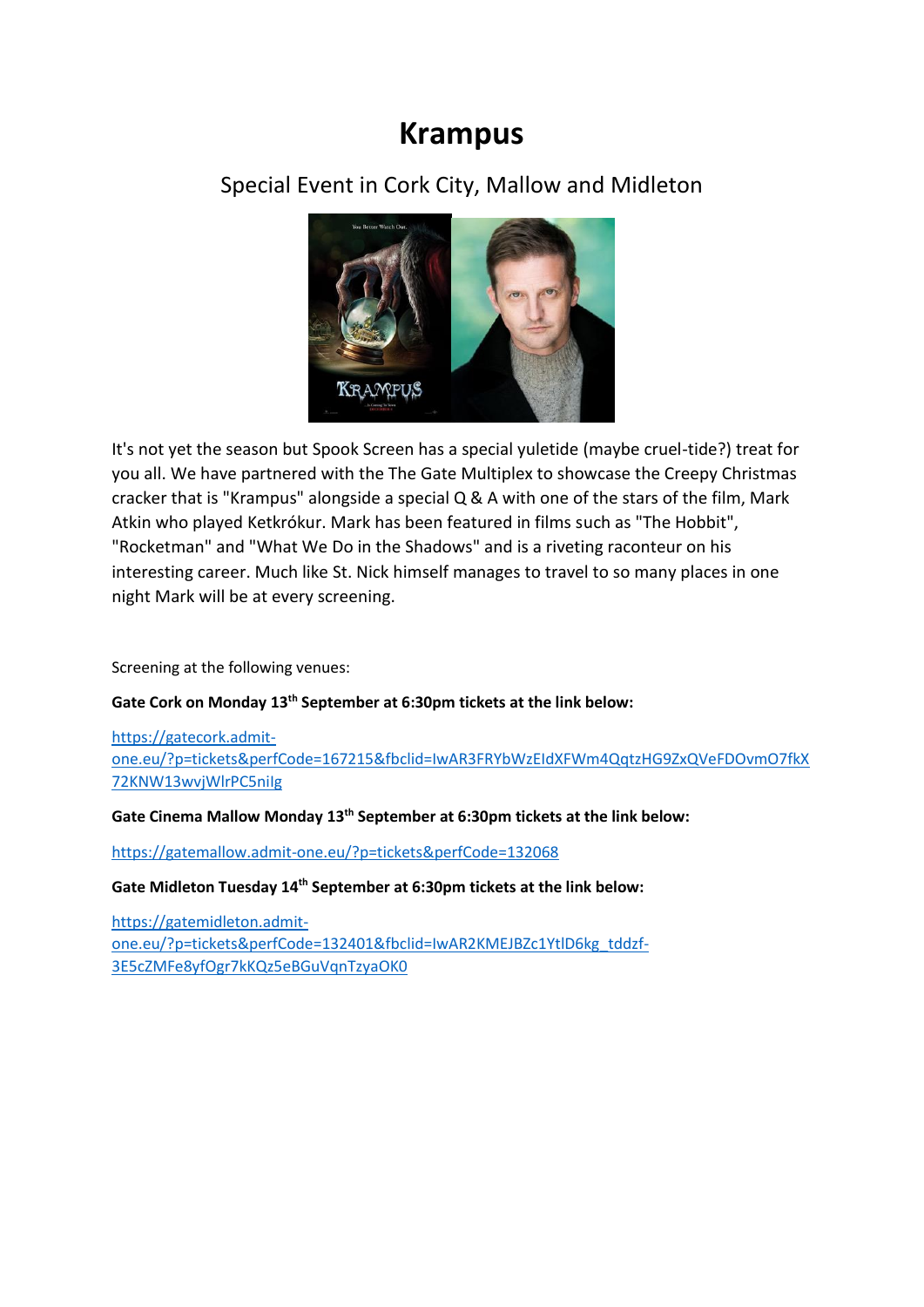# Krampus

## Special Event in Cork City, Mallow and Midleton

It's not yet the season but Spook Screen has a special yuletide (maybe cruel-tide?) treat for you all. We have partnered with the The Gate Multiplex to showcase the Creepy Christmas cracker that is "Krampus" alongside a special Q & A with one of the stars of the film, Mark Atkin who played Ketkrókur. Mark has been featured in films such as "The Hobbit", "Rocketman" and "What We Do in the Shadows" and is a riveting raconteur on his interesting career. Much like St. Nick himself manages to travel to so many places in one night Mark will be at every screening.

Screening at the following venues:

**Gate Cork on Monday 13th September at 6:30pm tickets at the link below:**

https://gatecork.admit-one.eu/?p=tickets&perfCode=167215&fbclid=IwAR3FRYbWzEIdXFWm4QqtzHG9ZxQVeFDOvmO7fkX72KNW13wvjWlrPC5nilg

**Gate Cinema Mallow Monday 13th September at 6:30pm tickets at the link below:**

https://gatemallow.admit-one.eu/?p=tickets&perfCode=132068

**Gate Midleton Tuesday 14th September at 6:30pm tickets at the link below:**

https://gatemidleton.admit-one.eu/?p=tickets&perfCode=132401&fbclid=IwAR2KMEJBZc1YtlD6kg_tddzf-3E5cZMFe8yfOgr7kKQz5eBGuVqnTzyaOK0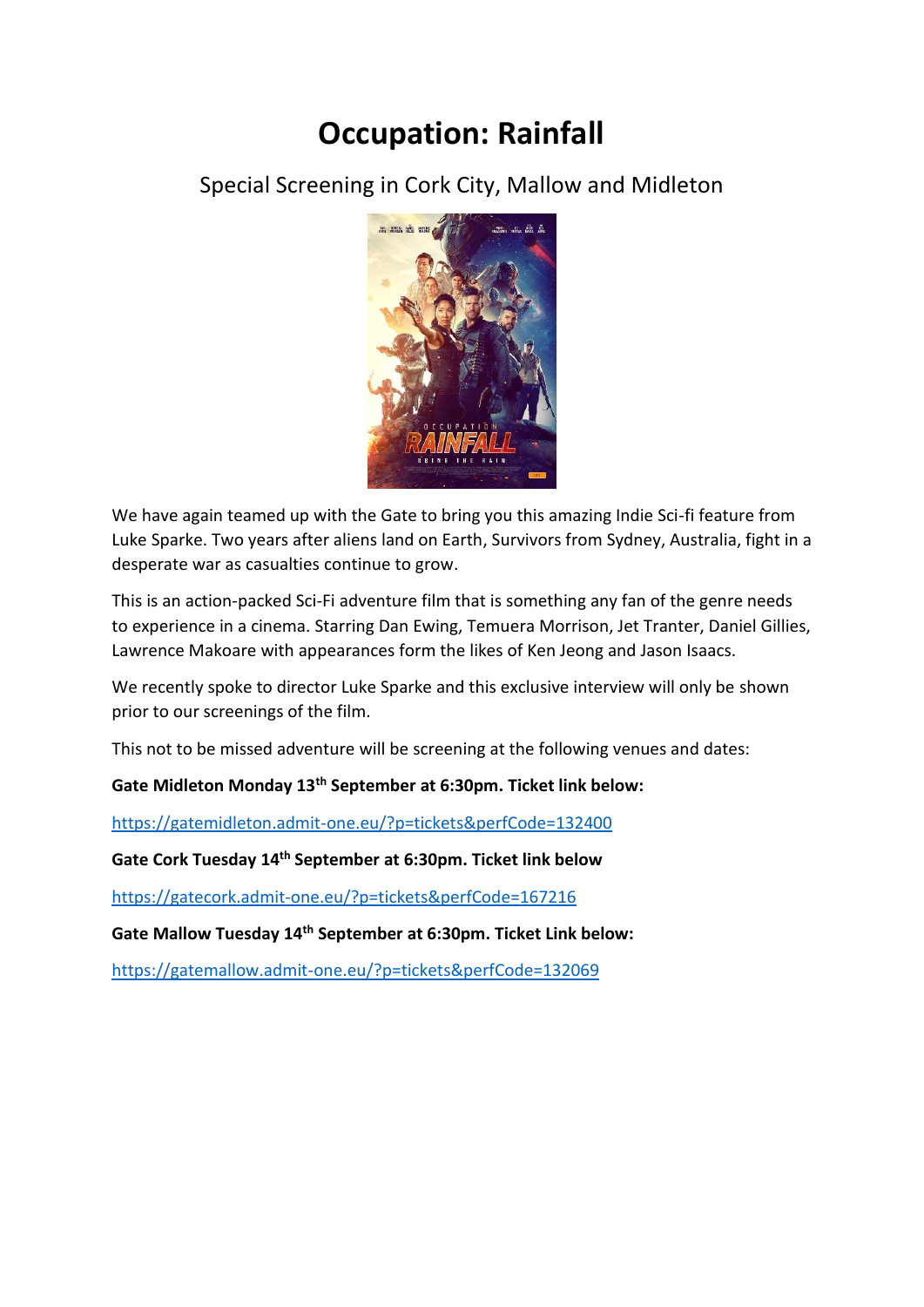# Occupation: Rainfall

## Special Screening in Cork City, Mallow and Midleton

We have again teamed up with the Gate to bring you this amazing Indie Sci-fi feature from Luke Sparke. Two years after aliens land on Earth, Survivors from Sydney, Australia, fight in a desperate war as casualties continue to grow.

This is an action-packed Sci-Fi adventure film that is something any fan of the genre needs to experience in a cinema. Starring Dan Ewing, Temuera Morrison, Jet Tranter, Daniel Gillies, Lawrence Makoare with appearances form the likes of Ken Jeong and Jason Isaacs.

We recently spoke to director Luke Sparke and this exclusive interview will only be shown prior to our screenings of the film.

This not to be missed adventure will be screening at the following venues and dates:

**Gate Midleton Monday 13th September at 6:30pm. Ticket link below:**

https://gatemidleton.admit-one.eu/?p=tickets&perfCode=132400

**Gate Cork Tuesday 14th September at 6:30pm. Ticket link below**

https://gatecork.admit-one.eu/?p=tickets&perfCode=167216

**Gate Mallow Tuesday 14th September at 6:30pm. Ticket Link below:**

https://gatemallow.admit-one.eu/?p=tickets&perfCode=132069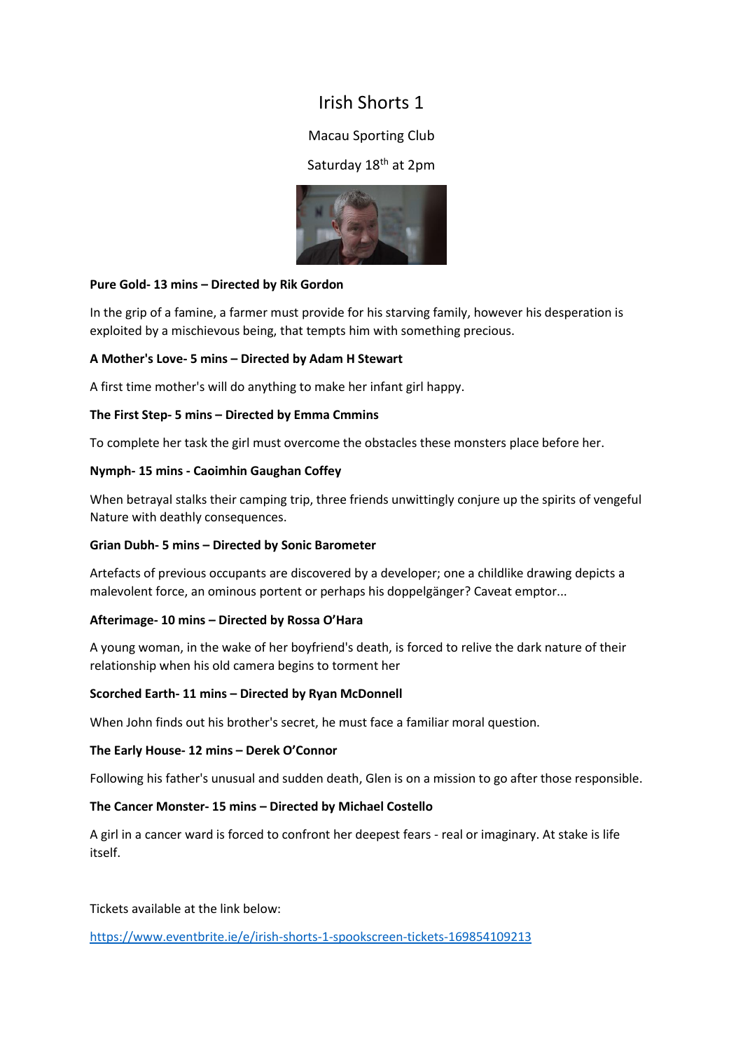# Irish Shorts 1

Macau Sporting Club

Saturday 18th at 2pm

**Pure Gold- 13 mins – Directed by Rik Gordon**

In the grip of a famine, a farmer must provide for his starving family, however his desperation is exploited by a mischievous being, that tempts him with something precious.

**A Mother's Love- 5 mins – Directed by Adam H Stewart**

A first time mother's will do anything to make her infant girl happy.

**The First Step- 5 mins – Directed by Emma Cmmins**

To complete her task the girl must overcome the obstacles these monsters place before her.

**Nymph- 15 mins - Caoimhin Gaughan Coffey**

When betrayal stalks their camping trip, three friends unwittingly conjure up the spirits of vengeful Nature with deathly consequences.

**Grian Dubh- 5 mins – Directed by Sonic Barometer**

Artefacts of previous occupants are discovered by a developer; one a childlike drawing depicts a malevolent force, an ominous portent or perhaps his doppelgänger? Caveat emptor...

**Afterimage- 10 mins – Directed by Rossa O'Hara**

A young woman, in the wake of her boyfriend's death, is forced to relive the dark nature of their relationship when his old camera begins to torment her

**Scorched Earth- 11 mins – Directed by Ryan McDonnell**

When John finds out his brother's secret, he must face a familiar moral question.

**The Early House- 12 mins – Derek O'Connor**

Following his father's unusual and sudden death, Glen is on a mission to go after those responsible.

**The Cancer Monster- 15 mins – Directed by Michael Costello**

A girl in a cancer ward is forced to confront her deepest fears - real or imaginary. At stake is life itself.

Tickets available at the link below:

https://www.eventbrite.ie/e/irish-shorts-1-spookscreen-tickets-169854109213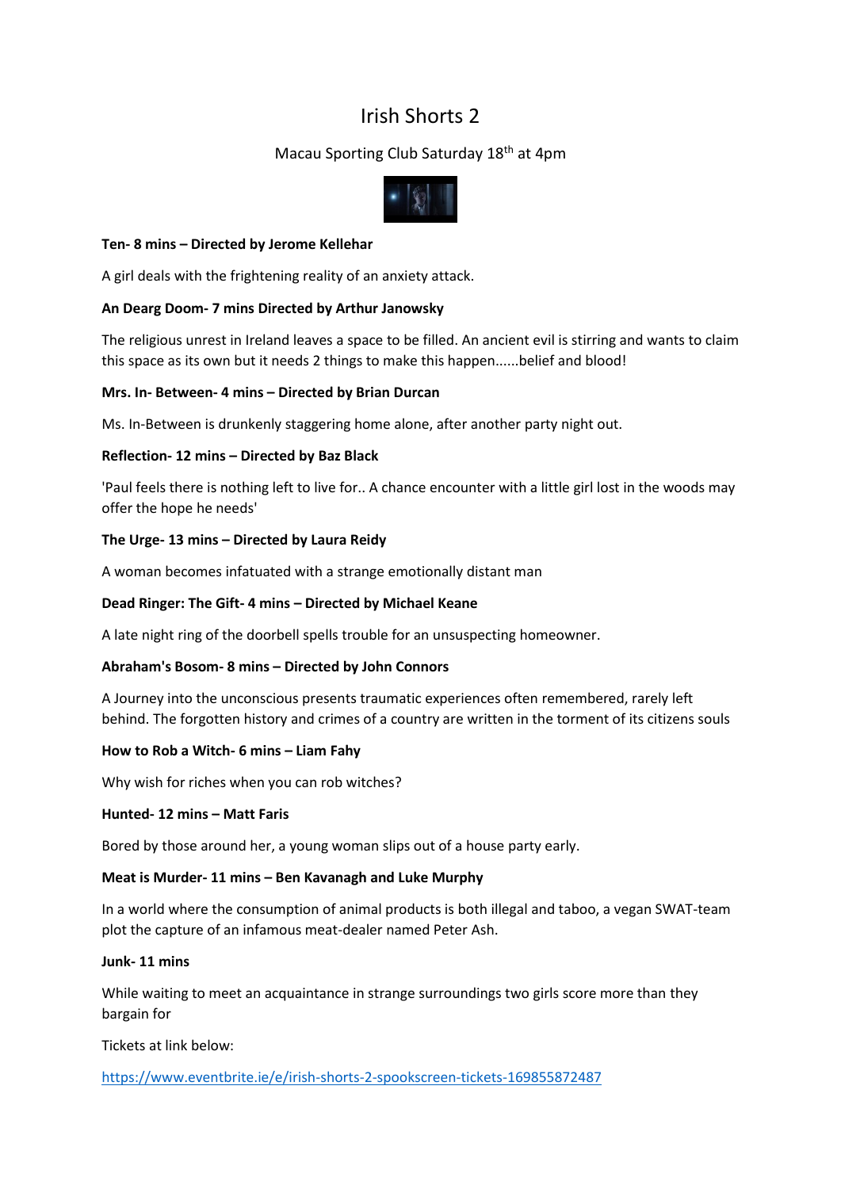# Irish Shorts 2

Macau Sporting Club Saturday 18th at 4pm

**Ten- 8 mins – Directed by Jerome Kellehar**

A girl deals with the frightening reality of an anxiety attack.

**An Dearg Doom- 7 mins Directed by Arthur Janowsky**

The religious unrest in Ireland leaves a space to be filled. An ancient evil is stirring and wants to claim this space as its own but it needs 2 things to make this happen......belief and blood!

**Mrs. In- Between- 4 mins – Directed by Brian Durcan**

Ms. In-Between is drunkenly staggering home alone, after another party night out.

**Reflection- 12 mins – Directed by Baz Black**

'Paul feels there is nothing left to live for.. A chance encounter with a little girl lost in the woods may offer the hope he needs'

**The Urge- 13 mins – Directed by Laura Reidy**

A woman becomes infatuated with a strange emotionally distant man

**Dead Ringer: The Gift- 4 mins – Directed by Michael Keane**

A late night ring of the doorbell spells trouble for an unsuspecting homeowner.

**Abraham's Bosom- 8 mins – Directed by John Connors**

A Journey into the unconscious presents traumatic experiences often remembered, rarely left behind. The forgotten history and crimes of a country are written in the torment of its citizens souls

**How to Rob a Witch- 6 mins – Liam Fahy**

Why wish for riches when you can rob witches?

**Hunted- 12 mins – Matt Faris**

Bored by those around her, a young woman slips out of a house party early.

**Meat is Murder- 11 mins – Ben Kavanagh and Luke Murphy**

In a world where the consumption of animal products is both illegal and taboo, a vegan SWAT-team plot the capture of an infamous meat-dealer named Peter Ash.

**Junk- 11 mins**

While waiting to meet an acquaintance in strange surroundings two girls score more than they bargain for

Tickets at link below:

https://www.eventbrite.ie/e/irish-shorts-2-spookscreen-tickets-169855872487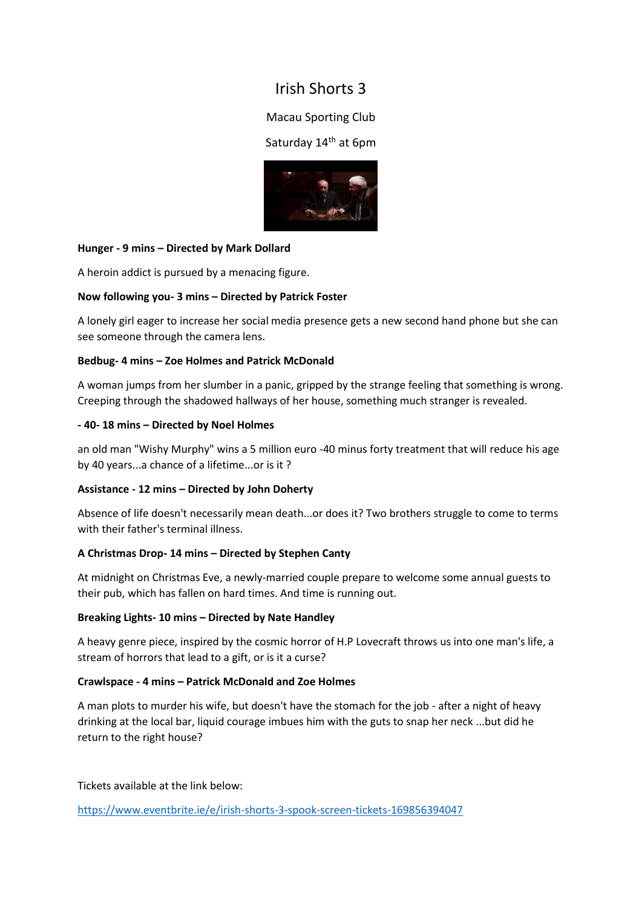# Irish Shorts 3

Macau Sporting Club

Saturday 14th at 6pm

**Hunger - 9 mins – Directed by Mark Dollard**

A heroin addict is pursued by a menacing figure.

**Now following you- 3 mins – Directed by Patrick Foster**

A lonely girl eager to increase her social media presence gets a new second hand phone but she can see someone through the camera lens.

**Bedbug- 4 mins – Zoe Holmes and Patrick McDonald**

A woman jumps from her slumber in a panic, gripped by the strange feeling that something is wrong. Creeping through the shadowed hallways of her house, something much stranger is revealed.

**- 40- 18 mins – Directed by Noel Holmes**

an old man "Wishy Murphy" wins a 5 million euro -40 minus forty treatment that will reduce his age by 40 years...a chance of a lifetime...or is it ?

**Assistance - 12 mins – Directed by John Doherty**

Absence of life doesn't necessarily mean death...or does it? Two brothers struggle to come to terms with their father's terminal illness.

**A Christmas Drop- 14 mins – Directed by Stephen Canty**

At midnight on Christmas Eve, a newly-married couple prepare to welcome some annual guests to their pub, which has fallen on hard times. And time is running out.

**Breaking Lights- 10 mins – Directed by Nate Handley**

A heavy genre piece, inspired by the cosmic horror of H.P Lovecraft throws us into one man's life, a stream of horrors that lead to a gift, or is it a curse?

**Crawlspace - 4 mins – Patrick McDonald and Zoe Holmes**

A man plots to murder his wife, but doesn't have the stomach for the job - after a night of heavy drinking at the local bar, liquid courage imbues him with the guts to snap her neck ...but did he return to the right house?

Tickets available at the link below:

https://www.eventbrite.ie/e/irish-shorts-3-spook-screen-tickets-169856394047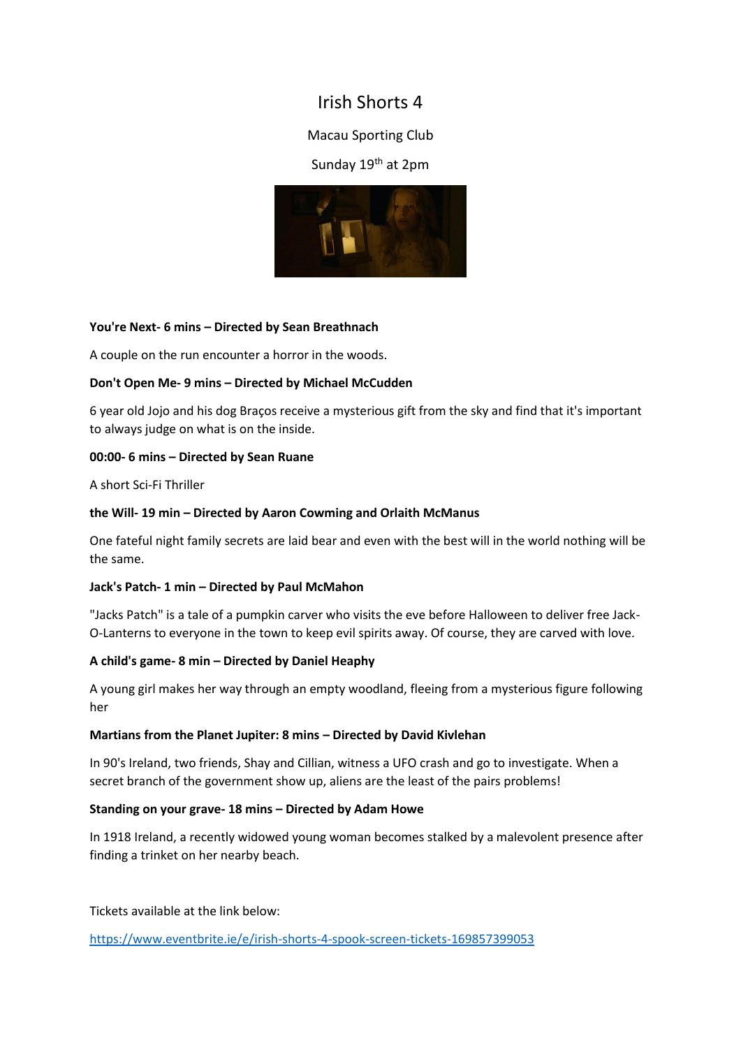# Irish Shorts 4

Macau Sporting Club

Sunday 19th at 2pm

**You're Next- 6 mins – Directed by Sean Breathnach**

A couple on the run encounter a horror in the woods.

**Don't Open Me- 9 mins – Directed by Michael McCudden**

6 year old Jojo and his dog Braços receive a mysterious gift from the sky and find that it's important to always judge on what is on the inside.

**00:00- 6 mins – Directed by Sean Ruane**

A short Sci-Fi Thriller

**the Will- 19 min – Directed by Aaron Cowming and Orlaith McManus**

One fateful night family secrets are laid bear and even with the best will in the world nothing will be the same.

**Jack's Patch- 1 min – Directed by Paul McMahon**

"Jacks Patch" is a tale of a pumpkin carver who visits the eve before Halloween to deliver free Jack-O-Lanterns to everyone in the town to keep evil spirits away. Of course, they are carved with love.

**A child's game- 8 min – Directed by Daniel Heaphy**

A young girl makes her way through an empty woodland, fleeing from a mysterious figure following her

**Martians from the Planet Jupiter: 8 mins – Directed by David Kivlehan**

In 90's Ireland, two friends, Shay and Cillian, witness a UFO crash and go to investigate. When a secret branch of the government show up, aliens are the least of the pairs problems!

**Standing on your grave- 18 mins – Directed by Adam Howe**

In 1918 Ireland, a recently widowed young woman becomes stalked by a malevolent presence after finding a trinket on her nearby beach.

Tickets available at the link below:

https://www.eventbrite.ie/e/irish-shorts-4-spook-screen-tickets-169857399053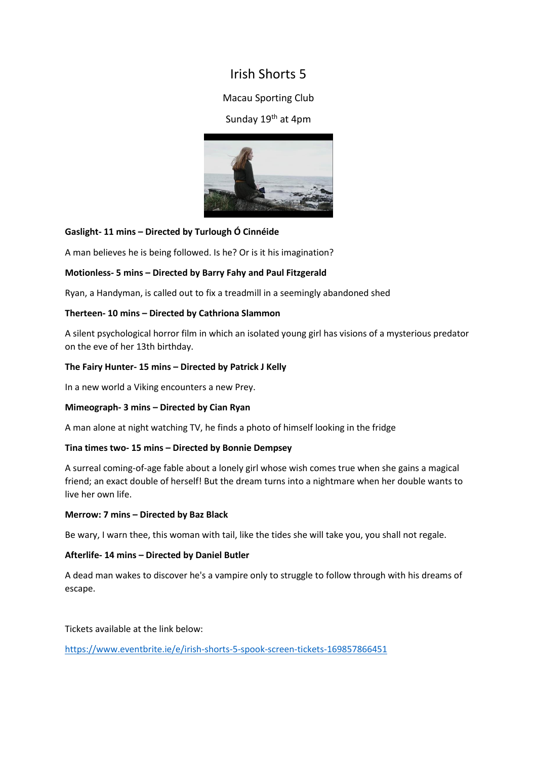# Irish Shorts 5

Macau Sporting Club

Sunday 19th at 4pm

**Gaslight- 11 mins – Directed by Turlough Ó Cinnéide**

A man believes he is being followed. Is he? Or is it his imagination?

**Motionless- 5 mins – Directed by Barry Fahy and Paul Fitzgerald**

Ryan, a Handyman, is called out to fix a treadmill in a seemingly abandoned shed

**Therteen- 10 mins – Directed by Cathriona Slammon**

A silent psychological horror film in which an isolated young girl has visions of a mysterious predator on the eve of her 13th birthday.

**The Fairy Hunter- 15 mins – Directed by Patrick J Kelly**

In a new world a Viking encounters a new Prey.

**Mimeograph- 3 mins – Directed by Cian Ryan**

A man alone at night watching TV, he finds a photo of himself looking in the fridge

**Tina times two- 15 mins – Directed by Bonnie Dempsey**

A surreal coming-of-age fable about a lonely girl whose wish comes true when she gains a magical friend; an exact double of herself! But the dream turns into a nightmare when her double wants to live her own life.

**Merrow: 7 mins – Directed by Baz Black**

Be wary, I warn thee, this woman with tail, like the tides she will take you, you shall not regale.

**Afterlife- 14 mins – Directed by Daniel Butler**

A dead man wakes to discover he's a vampire only to struggle to follow through with his dreams of escape.

Tickets available at the link below:

https://www.eventbrite.ie/e/irish-shorts-5-spook-screen-tickets-169857866451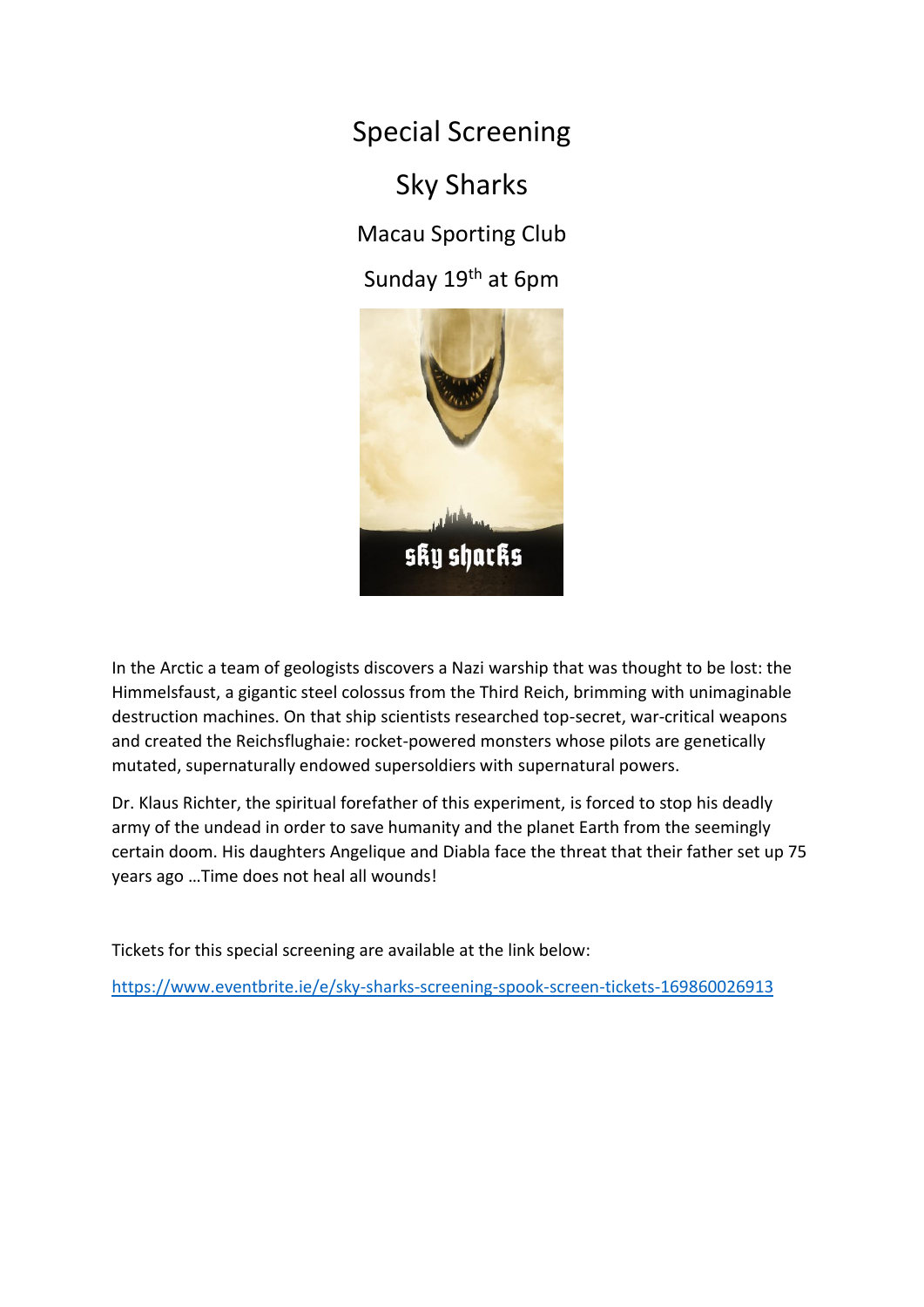# Special Screening

## Sky Sharks

Macau Sporting Club

Sunday 19th at 6pm

In the Arctic a team of geologists discovers a Nazi warship that was thought to be lost: the Himmelsfaust, a gigantic steel colossus from the Third Reich, brimming with unimaginable destruction machines. On that ship scientists researched top-secret, war-critical weapons and created the Reichsflughaie: rocket-powered monsters whose pilots are genetically mutated, supernaturally endowed supersoldiers with supernatural powers.

Dr. Klaus Richter, the spiritual forefather of this experiment, is forced to stop his deadly army of the undead in order to save humanity and the planet Earth from the seemingly certain doom. His daughters Angelique and Diabla face the threat that their father set up 75 years ago …Time does not heal all wounds!

Tickets for this special screening are available at the link below:

https://www.eventbrite.ie/e/sky-sharks-screening-spook-screen-tickets-169860026913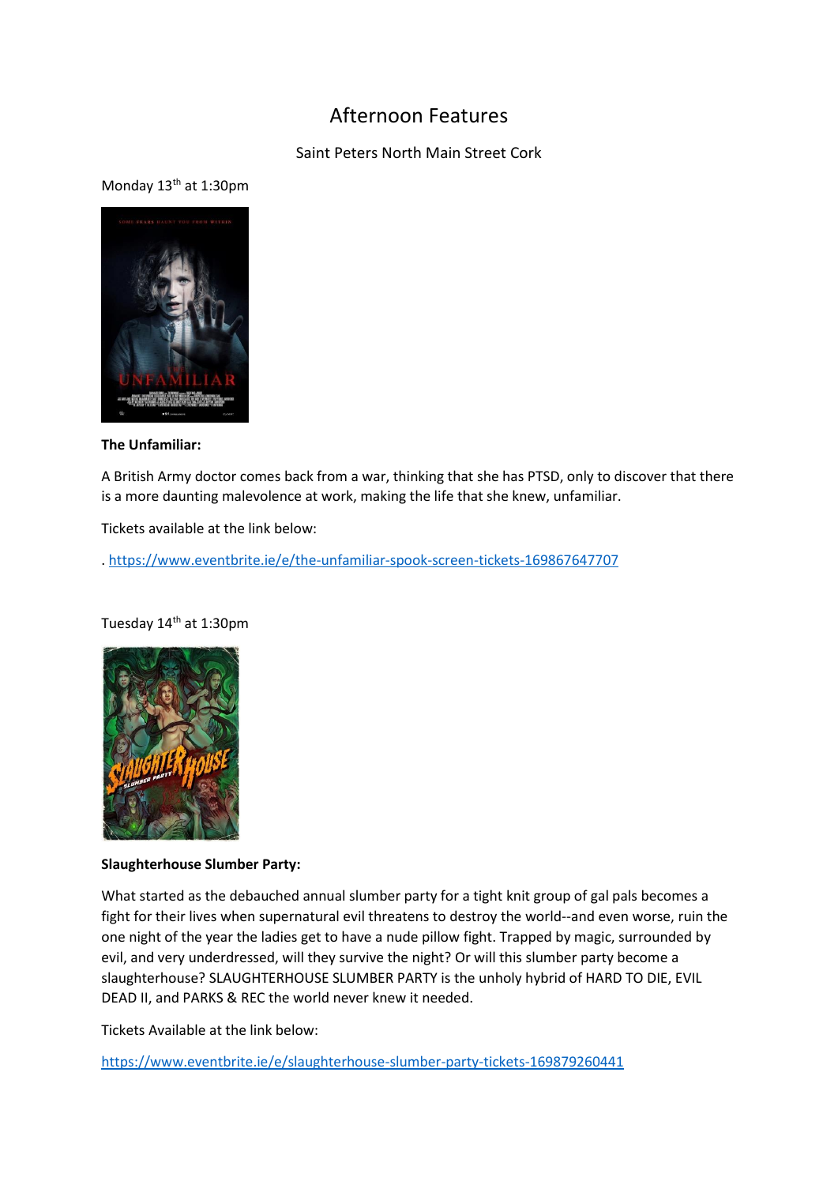# Afternoon Features

Saint Peters North Main Street Cork

Monday 13th at 1:30pm

**The Unfamiliar:**

A British Army doctor comes back from a war, thinking that she has PTSD, only to discover that there is a more daunting malevolence at work, making the life that she knew, unfamiliar.

Tickets available at the link below:

. https://www.eventbrite.ie/e/the-unfamiliar-spook-screen-tickets-169867647707

Tuesday 14th at 1:30pm

**Slaughterhouse Slumber Party:**

What started as the debauched annual slumber party for a tight knit group of gal pals becomes a fight for their lives when supernatural evil threatens to destroy the world--and even worse, ruin the one night of the year the ladies get to have a nude pillow fight. Trapped by magic, surrounded by evil, and very underdressed, will they survive the night? Or will this slumber party become a slaughterhouse? SLAUGHTERHOUSE SLUMBER PARTY is the unholy hybrid of HARD TO DIE, EVIL DEAD II, and PARKS & REC the world never knew it needed.

Tickets Available at the link below:

https://www.eventbrite.ie/e/slaughterhouse-slumber-party-tickets-169879260441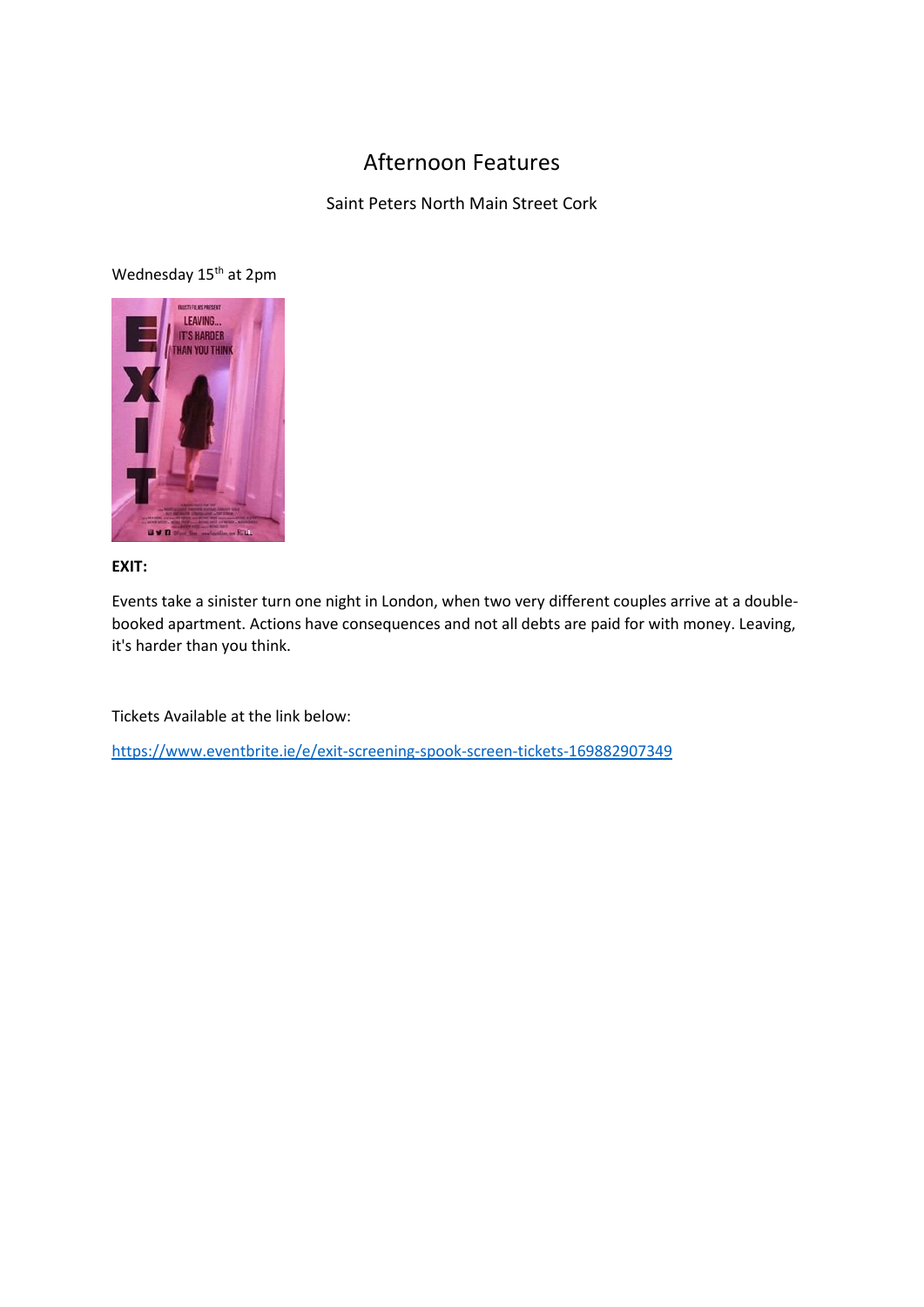# Afternoon Features

Saint Peters North Main Street Cork

Wednesday 15th at 2pm

**EXIT:**

Events take a sinister turn one night in London, when two very different couples arrive at a double-booked apartment. Actions have consequences and not all debts are paid for with money. Leaving, it's harder than you think.

Tickets Available at the link below:

https://www.eventbrite.ie/e/exit-screening-spook-screen-tickets-169882907349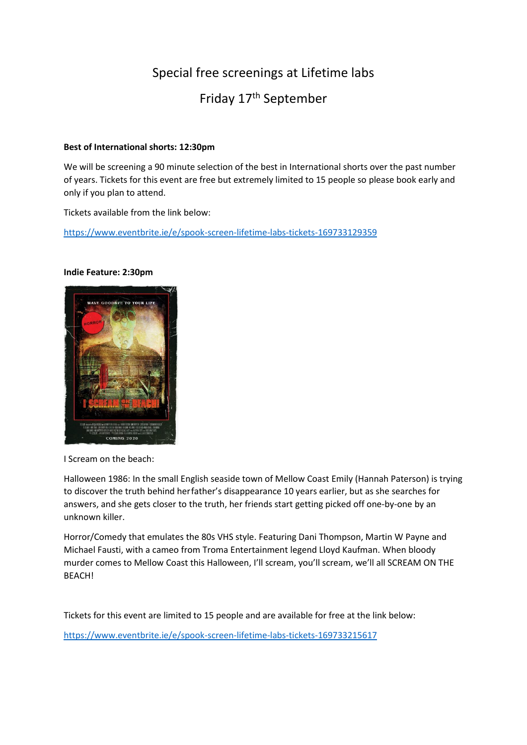# Special free screenings at Lifetime labs

## Friday 17th September

**Best of International shorts: 12:30pm**

We will be screening a 90 minute selection of the best in International shorts over the past number of years. Tickets for this event are free but extremely limited to 15 people so please book early and only if you plan to attend.

Tickets available from the link below:

https://www.eventbrite.ie/e/spook-screen-lifetime-labs-tickets-169733129359

**Indie Feature: 2:30pm**

I Scream on the beach:

Halloween 1986: In the small English seaside town of Mellow Coast Emily (Hannah Paterson) is trying to discover the truth behind herfather's disappearance 10 years earlier, but as she searches for answers, and she gets closer to the truth, her friends start getting picked off one-by-one by an unknown killer.

Horror/Comedy that emulates the 80s VHS style. Featuring Dani Thompson, Martin W Payne and Michael Fausti, with a cameo from Troma Entertainment legend Lloyd Kaufman. When bloody murder comes to Mellow Coast this Halloween, I'll scream, you'll scream, we'll all SCREAM ON THE BEACH!

Tickets for this event are limited to 15 people and are available for free at the link below:

https://www.eventbrite.ie/e/spook-screen-lifetime-labs-tickets-169733215617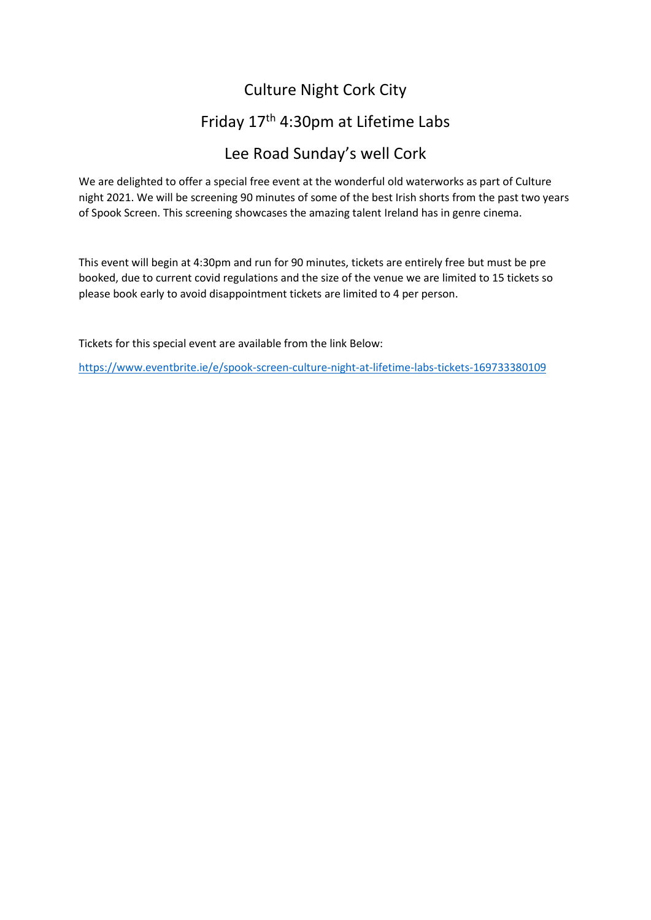# Culture Night Cork City

## Friday 17th 4:30pm at Lifetime Labs

## Lee Road Sunday's well Cork

We are delighted to offer a special free event at the wonderful old waterworks as part of Culture night 2021. We will be screening 90 minutes of some of the best Irish shorts from the past two years of Spook Screen. This screening showcases the amazing talent Ireland has in genre cinema.

This event will begin at 4:30pm and run for 90 minutes, tickets are entirely free but must be pre booked, due to current covid regulations and the size of the venue we are limited to 15 tickets so please book early to avoid disappointment tickets are limited to 4 per person.

Tickets for this special event are available from the link Below:

https://www.eventbrite.ie/e/spook-screen-culture-night-at-lifetime-labs-tickets-169733380109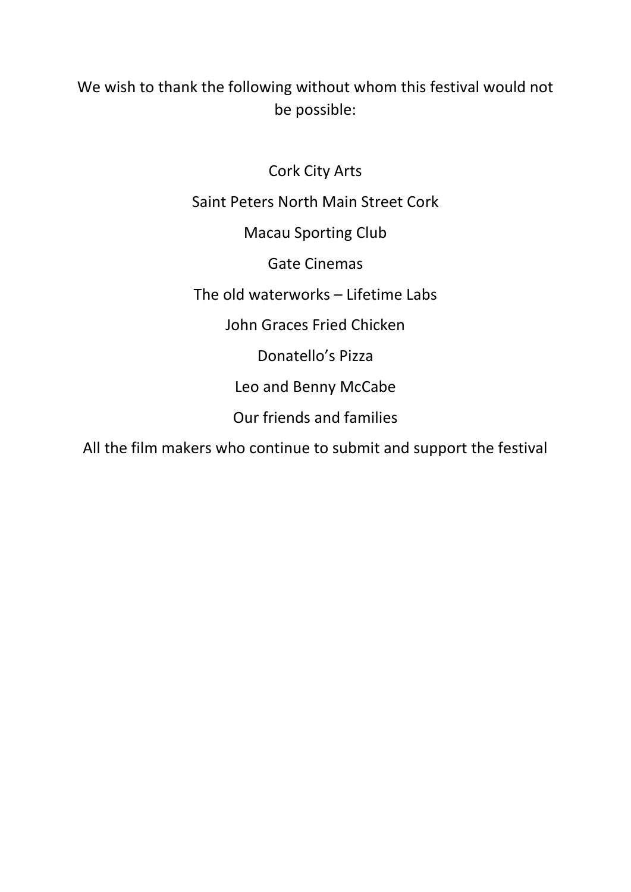We wish to thank the following without whom this festival would not be possible:

Cork City Arts

Saint Peters North Main Street Cork

Macau Sporting Club

Gate Cinemas

The old waterworks – Lifetime Labs

John Graces Fried Chicken

Donatello’s Pizza

Leo and Benny McCabe

Our friends and families

All the film makers who continue to submit and support the festival